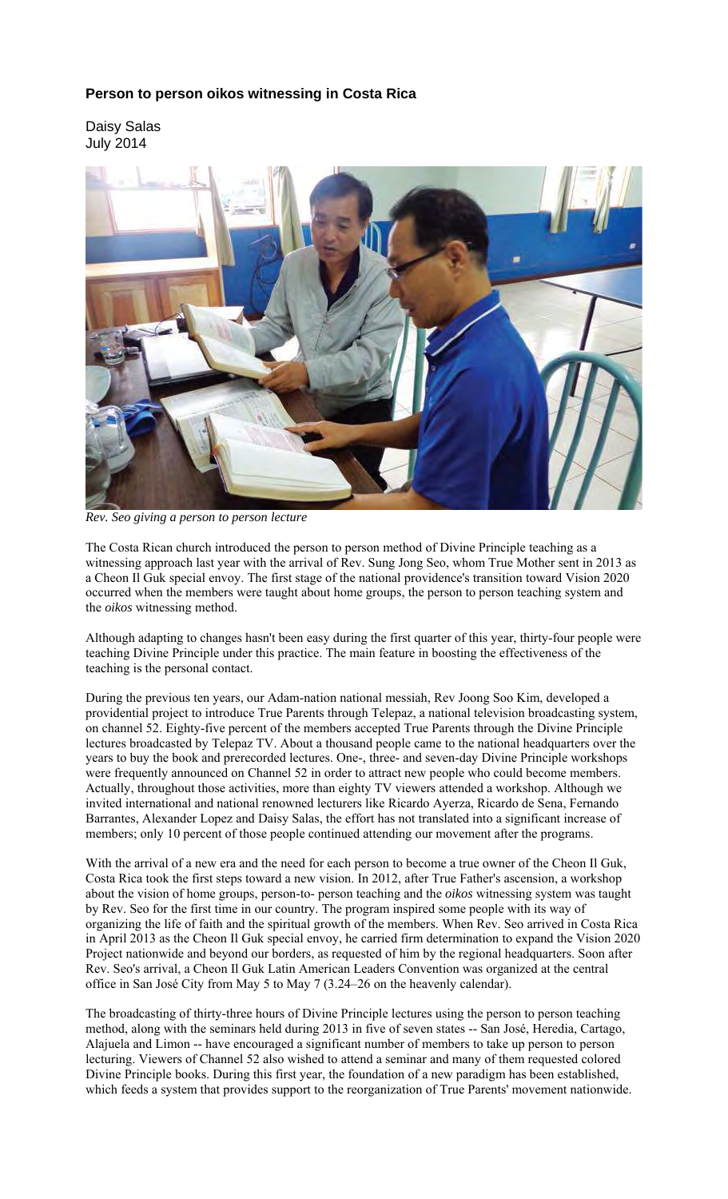## Person to person oikos witnessing in Costa Rica

Daisy Salas
July 2014

*Rev. Seo giving a person to person lecture*

The Costa Rican church introduced the person to person method of Divine Principle teaching as a witnessing approach last year with the arrival of Rev. Sung Jong Seo, whom True Mother sent in 2013 as a Cheon Il Guk special envoy. The first stage of the national providence's transition toward Vision 2020 occurred when the members were taught about home groups, the person to person teaching system and the *oikos* witnessing method.

Although adapting to changes hasn't been easy during the first quarter of this year, thirty-four people were teaching Divine Principle under this practice. The main feature in boosting the effectiveness of the teaching is the personal contact.

During the previous ten years, our Adam-nation national messiah, Rev Joong Soo Kim, developed a providential project to introduce True Parents through Telepaz, a national television broadcasting system, on channel 52. Eighty-five percent of the members accepted True Parents through the Divine Principle lectures broadcasted by Telepaz TV. About a thousand people came to the national headquarters over the years to buy the book and prerecorded lectures. One-, three- and seven-day Divine Principle workshops were frequently announced on Channel 52 in order to attract new people who could become members. Actually, throughout those activities, more than eighty TV viewers attended a workshop. Although we invited international and national renowned lecturers like Ricardo Ayerza, Ricardo de Sena, Fernando Barrantes, Alexander Lopez and Daisy Salas, the effort has not translated into a significant increase of members; only 10 percent of those people continued attending our movement after the programs.

With the arrival of a new era and the need for each person to become a true owner of the Cheon Il Guk, Costa Rica took the first steps toward a new vision. In 2012, after True Father's ascension, a workshop about the vision of home groups, person-to- person teaching and the *oikos* witnessing system was taught by Rev. Seo for the first time in our country. The program inspired some people with its way of organizing the life of faith and the spiritual growth of the members. When Rev. Seo arrived in Costa Rica in April 2013 as the Cheon Il Guk special envoy, he carried firm determination to expand the Vision 2020 Project nationwide and beyond our borders, as requested of him by the regional headquarters. Soon after Rev. Seo's arrival, a Cheon Il Guk Latin American Leaders Convention was organized at the central office in San José City from May 5 to May 7 (3.24–26 on the heavenly calendar).

The broadcasting of thirty-three hours of Divine Principle lectures using the person to person teaching method, along with the seminars held during 2013 in five of seven states -- San José, Heredia, Cartago, Alajuela and Limon -- have encouraged a significant number of members to take up person to person lecturing. Viewers of Channel 52 also wished to attend a seminar and many of them requested colored Divine Principle books. During this first year, the foundation of a new paradigm has been established, which feeds a system that provides support to the reorganization of True Parents' movement nationwide.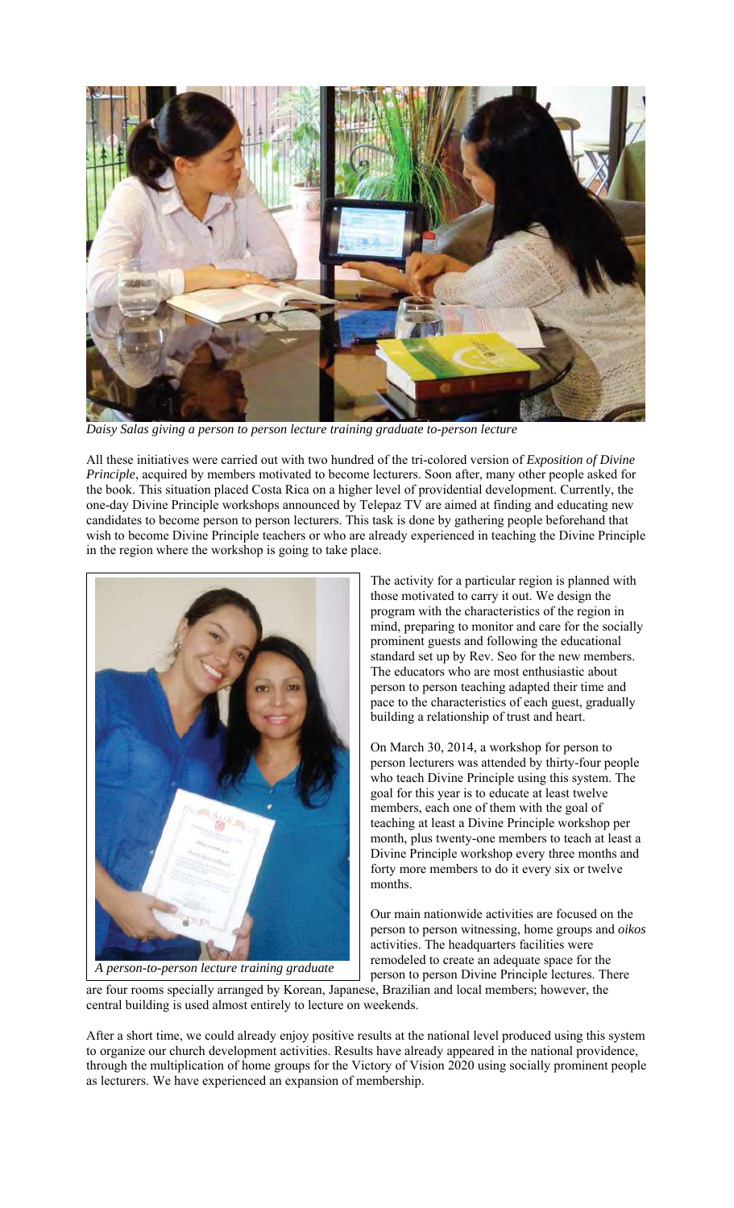*Daisy Salas giving a person to person lecture training graduate to-person lecture*

All these initiatives were carried out with two hundred of the tri-colored version of *Exposition of Divine Principle*, acquired by members motivated to become lecturers. Soon after, many other people asked for the book. This situation placed Costa Rica on a higher level of providential development. Currently, the one-day Divine Principle workshops announced by Telepaz TV are aimed at finding and educating new candidates to become person to person lecturers. This task is done by gathering people beforehand that wish to become Divine Principle teachers or who are already experienced in teaching the Divine Principle in the region where the workshop is going to take place.

*A person-to-person lecture training graduate*

The activity for a particular region is planned with those motivated to carry it out. We design the program with the characteristics of the region in mind, preparing to monitor and care for the socially prominent guests and following the educational standard set up by Rev. Seo for the new members. The educators who are most enthusiastic about person to person teaching adapted their time and pace to the characteristics of each guest, gradually building a relationship of trust and heart.

On March 30, 2014, a workshop for person to person lecturers was attended by thirty-four people who teach Divine Principle using this system. The goal for this year is to educate at least twelve members, each one of them with the goal of teaching at least a Divine Principle workshop per month, plus twenty-one members to teach at least a Divine Principle workshop every three months and forty more members to do it every six or twelve months.

Our main nationwide activities are focused on the person to person witnessing, home groups and *oikos* activities. The headquarters facilities were remodeled to create an adequate space for the person to person Divine Principle lectures. There are four rooms specially arranged by Korean, Japanese, Brazilian and local members; however, the central building is used almost entirely to lecture on weekends.

After a short time, we could already enjoy positive results at the national level produced using this system to organize our church development activities. Results have already appeared in the national providence, through the multiplication of home groups for the Victory of Vision 2020 using socially prominent people as lecturers. We have experienced an expansion of membership.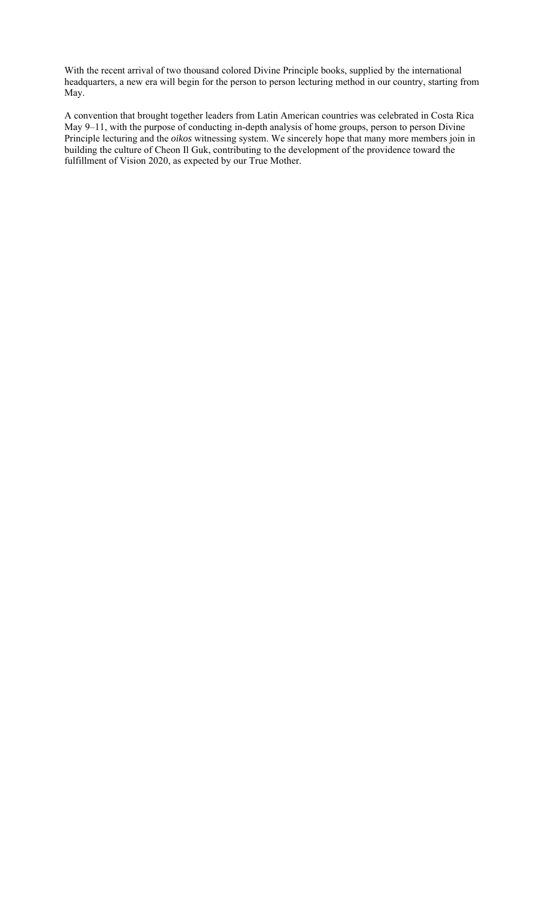With the recent arrival of two thousand colored Divine Principle books, supplied by the international headquarters, a new era will begin for the person to person lecturing method in our country, starting from May.

A convention that brought together leaders from Latin American countries was celebrated in Costa Rica May 9–11, with the purpose of conducting in-depth analysis of home groups, person to person Divine Principle lecturing and the *oikos* witnessing system. We sincerely hope that many more members join in building the culture of Cheon Il Guk, contributing to the development of the providence toward the fulfillment of Vision 2020, as expected by our True Mother.